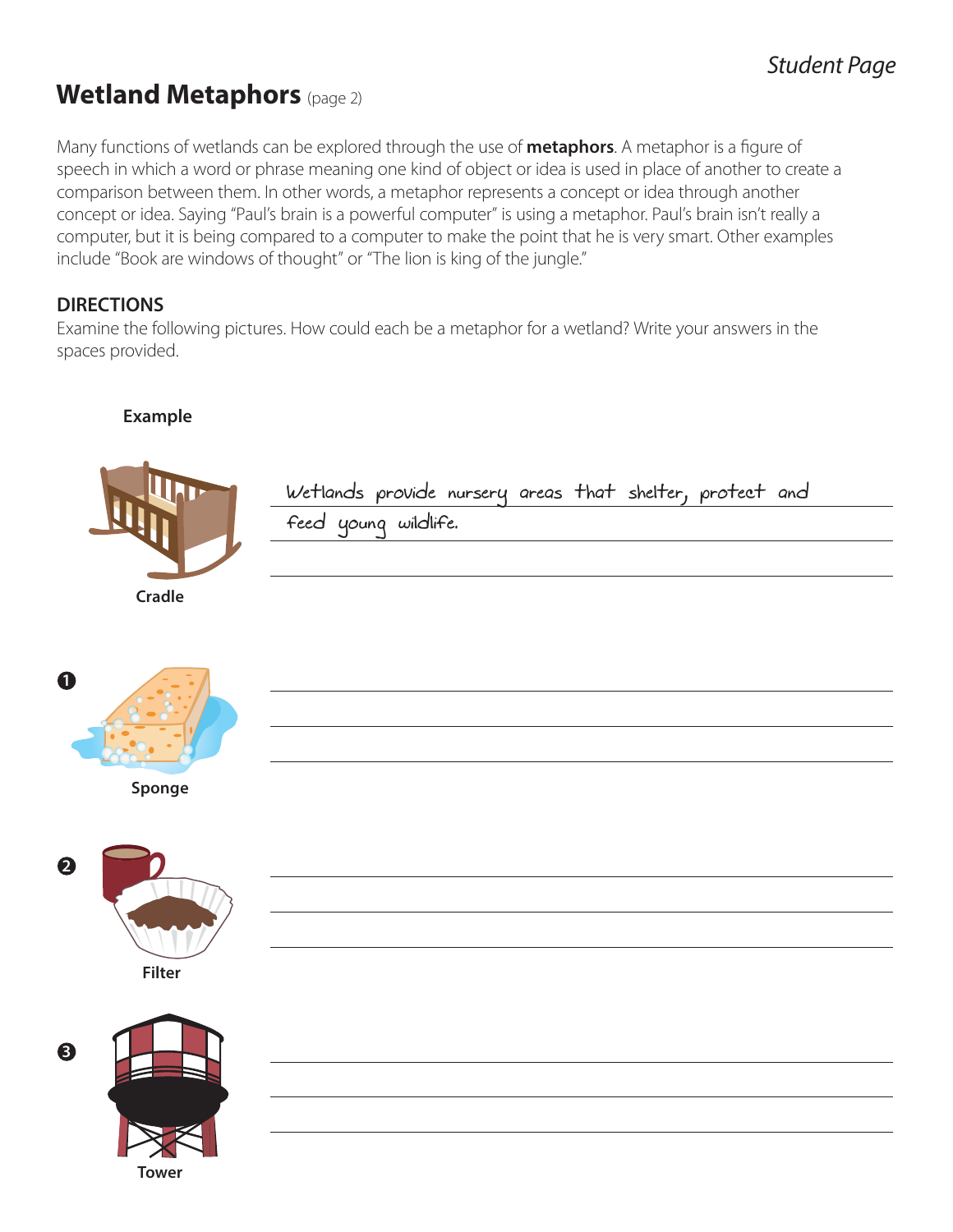# Wetland Metaphors (page 2)

Many functions of wetlands can be explored through the use of **metaphors**. A metaphor is a figure of speech in which a word or phrase meaning one kind of object or idea is used in place of another to create a comparison between them. In other words, a metaphor represents a concept or idea through another concept or idea. Saying "Paul's brain is a powerful computer" is using a metaphor. Paul's brain isn't really a computer, but it is being compared to a computer to make the point that he is very smart. Other examples include "Book are windows of thought" or "The lion is king of the jungle."

## DIRECTIONS

Examine the following pictures. How could each be a metaphor for a wetland? Write your answers in the spaces provided.

**Example**

**Cradle**

Wetlands provide nursery areas that shelter, protect and feed young wildlife.

1. **Sponge**

___________________________________________

___________________________________________

___________________________________________

2. **Filter**

___________________________________________

___________________________________________

___________________________________________

3. **Tower**

___________________________________________

___________________________________________

___________________________________________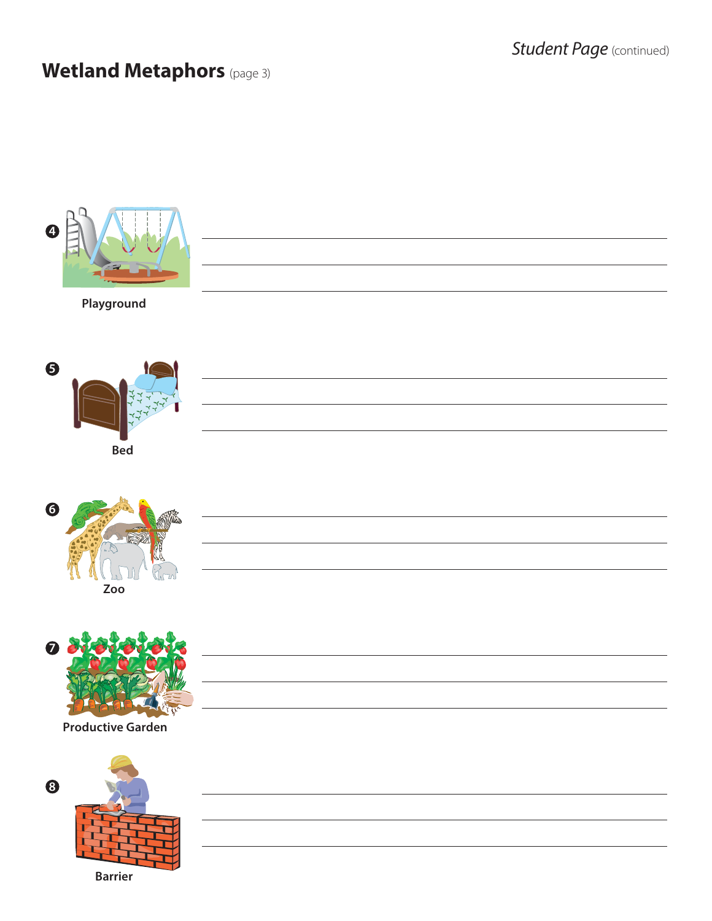# Wetland Metaphors (page 3)

4. Playground

5. Bed

6. Zoo

7. Productive Garden

8. Barrier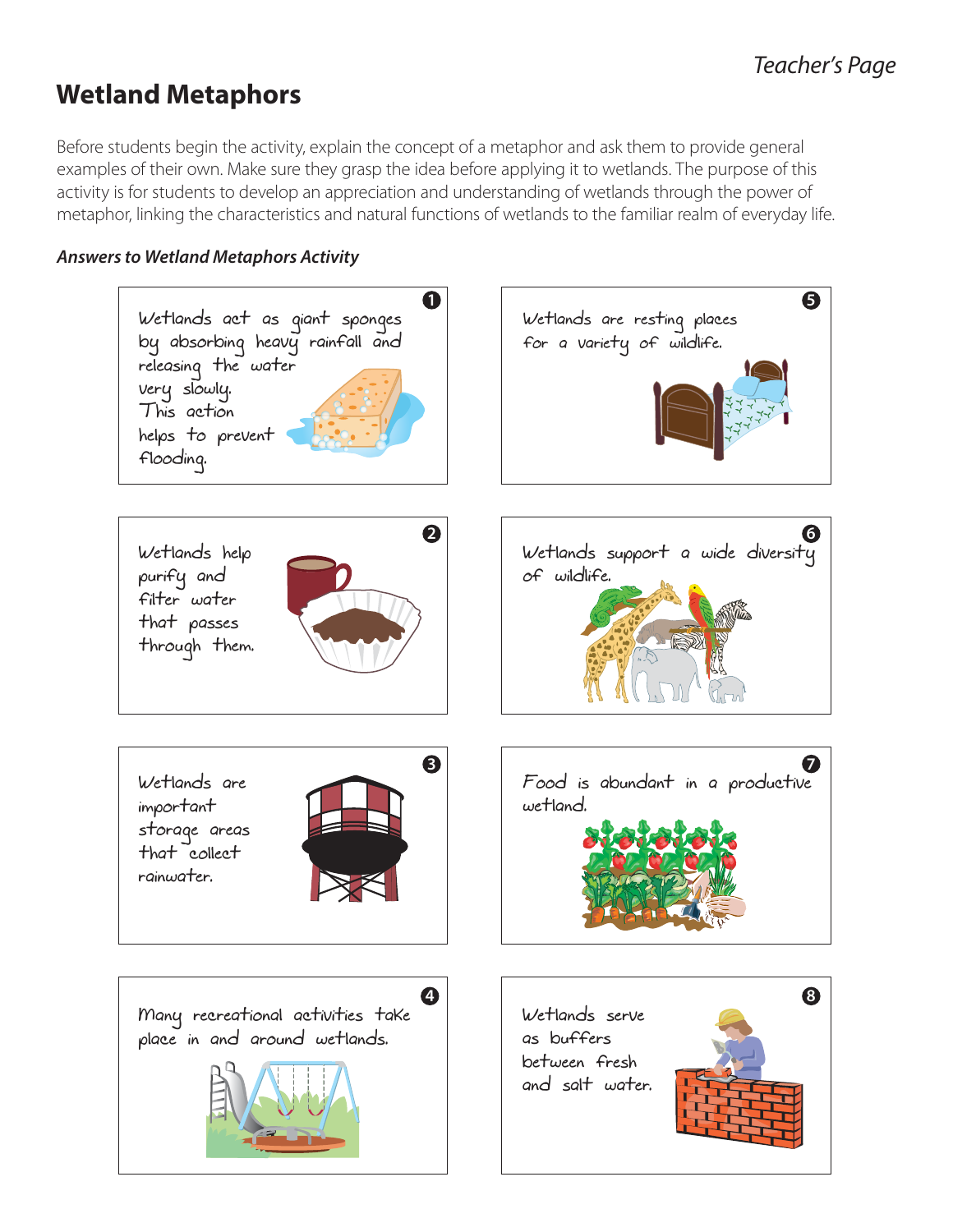Teacher's Page

# Wetland Metaphors

Before students begin the activity, explain the concept of a metaphor and ask them to provide general examples of their own. Make sure they grasp the idea before applying it to wetlands. The purpose of this activity is for students to develop an appreciation and understanding of wetlands through the power of metaphor, linking the characteristics and natural functions of wetlands to the familiar realm of everyday life.

***Answers to Wetland Metaphors Activity***

1. Wetlands act as giant sponges by absorbing heavy rainfall and releasing the water very slowly. This action helps to prevent flooding.

2. Wetlands help purify and filter water that passes through them.

3. Wetlands are important storage areas that collect rainwater.

4. Many recreational activities take place in and around wetlands.

5. Wetlands are resting places for a variety of wildlife.

6. Wetlands support a wide diversity of wildlife.

7. Food is abundant in a productive wetland.

8. Wetlands serve as buffers between fresh and salt water.